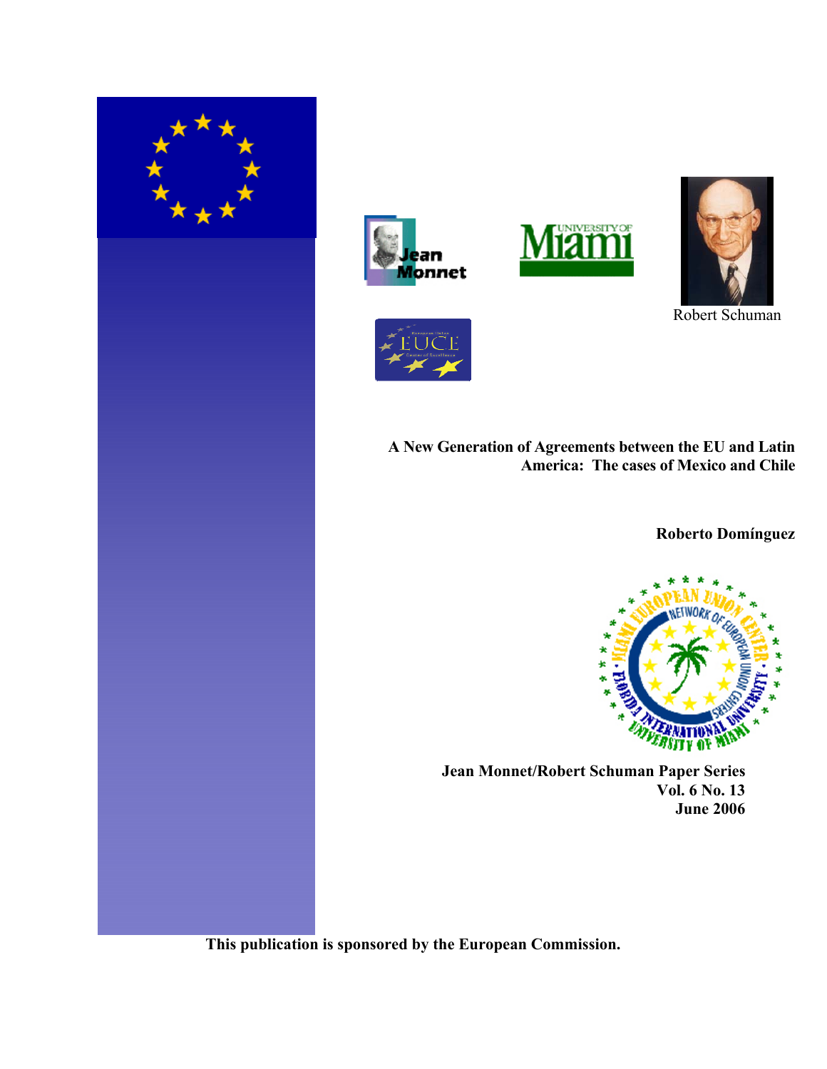Robert Schuman

**A New Generation of Agreements between the EU and Latin America: The cases of Mexico and Chile**

**Roberto Domínguez**

**Jean Monnet/Robert Schuman Paper Series**
**Vol. 6 No. 13**
**June 2006**

**This publication is sponsored by the European Commission.**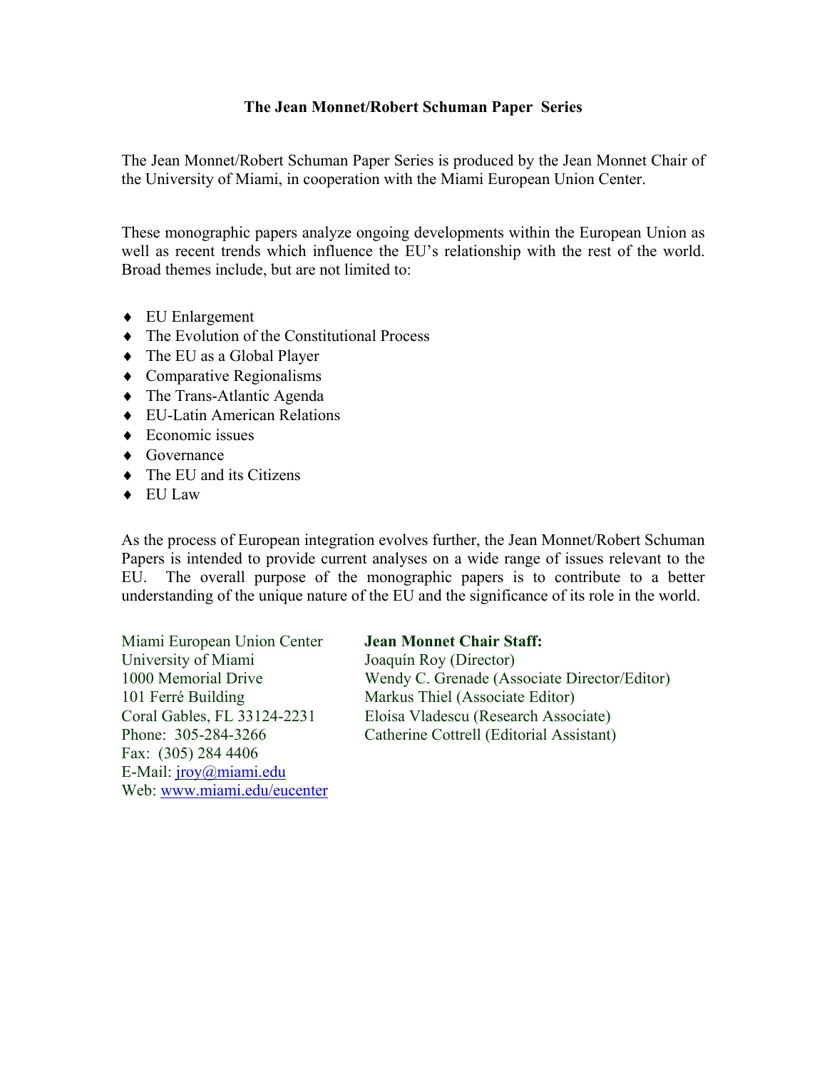### The Jean Monnet/Robert Schuman Paper Series

The Jean Monnet/Robert Schuman Paper Series is produced by the Jean Monnet Chair of the University of Miami, in cooperation with the Miami European Union Center.

These monographic papers analyze ongoing developments within the European Union as well as recent trends which influence the EU's relationship with the rest of the world. Broad themes include, but are not limited to:

- EU Enlargement
- The Evolution of the Constitutional Process
- The EU as a Global Player
- Comparative Regionalisms
- The Trans-Atlantic Agenda
- EU-Latin American Relations
- Economic issues
- Governance
- The EU and its Citizens
- EU Law

As the process of European integration evolves further, the Jean Monnet/Robert Schuman Papers is intended to provide current analyses on a wide range of issues relevant to the EU. The overall purpose of the monographic papers is to contribute to a better understanding of the unique nature of the EU and the significance of its role in the world.

Miami European Union Center
University of Miami
1000 Memorial Drive
101 Ferré Building
Coral Gables, FL 33124-2231
Phone: 305-284-3266
Fax: (305) 284 4406
E-Mail: jroy@miami.edu
Web: www.miami.edu/eucenter

**Jean Monnet Chair Staff:**
Joaquín Roy (Director)
Wendy C. Grenade (Associate Director/Editor)
Markus Thiel (Associate Editor)
Eloisa Vladescu (Research Associate)
Catherine Cottrell (Editorial Assistant)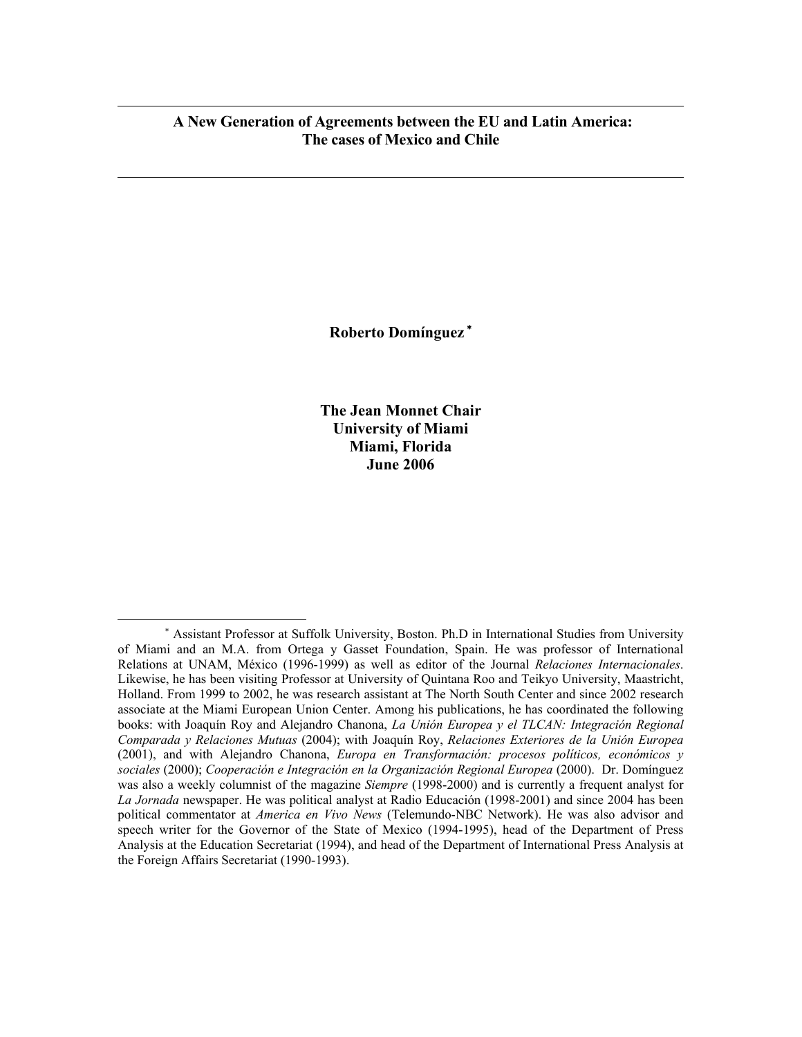# A New Generation of Agreements between the EU and Latin America: The cases of Mexico and Chile

**Roberto Domínguez** [*]

**The Jean Monnet Chair**
**University of Miami**
**Miami, Florida**
**June 2006**

[*] Assistant Professor at Suffolk University, Boston. Ph.D in International Studies from University of Miami and an M.A. from Ortega y Gasset Foundation, Spain. He was professor of International Relations at UNAM, México (1996-1999) as well as editor of the Journal *Relaciones Internacionales*. Likewise, he has been visiting Professor at University of Quintana Roo and Teikyo University, Maastricht, Holland. From 1999 to 2002, he was research assistant at The North South Center and since 2002 research associate at the Miami European Union Center. Among his publications, he has coordinated the following books: with Joaquín Roy and Alejandro Chanona, *La Unión Europea y el TLCAN: Integración Regional Comparada y Relaciones Mutuas* (2004); with Joaquín Roy, *Relaciones Exteriores de la Unión Europea* (2001), and with Alejandro Chanona, *Europa en Transformación: procesos políticos, económicos y sociales* (2000); *Cooperación e Integración en la Organización Regional Europea* (2000). Dr. Domínguez was also a weekly columnist of the magazine *Siempre* (1998-2000) and is currently a frequent analyst for *La Jornada* newspaper. He was political analyst at Radio Educación (1998-2001) and since 2004 has been political commentator at *America en Vivo News* (Telemundo-NBC Network). He was also advisor and speech writer for the Governor of the State of Mexico (1994-1995), head of the Department of Press Analysis at the Education Secretariat (1994), and head of the Department of International Press Analysis at the Foreign Affairs Secretariat (1990-1993).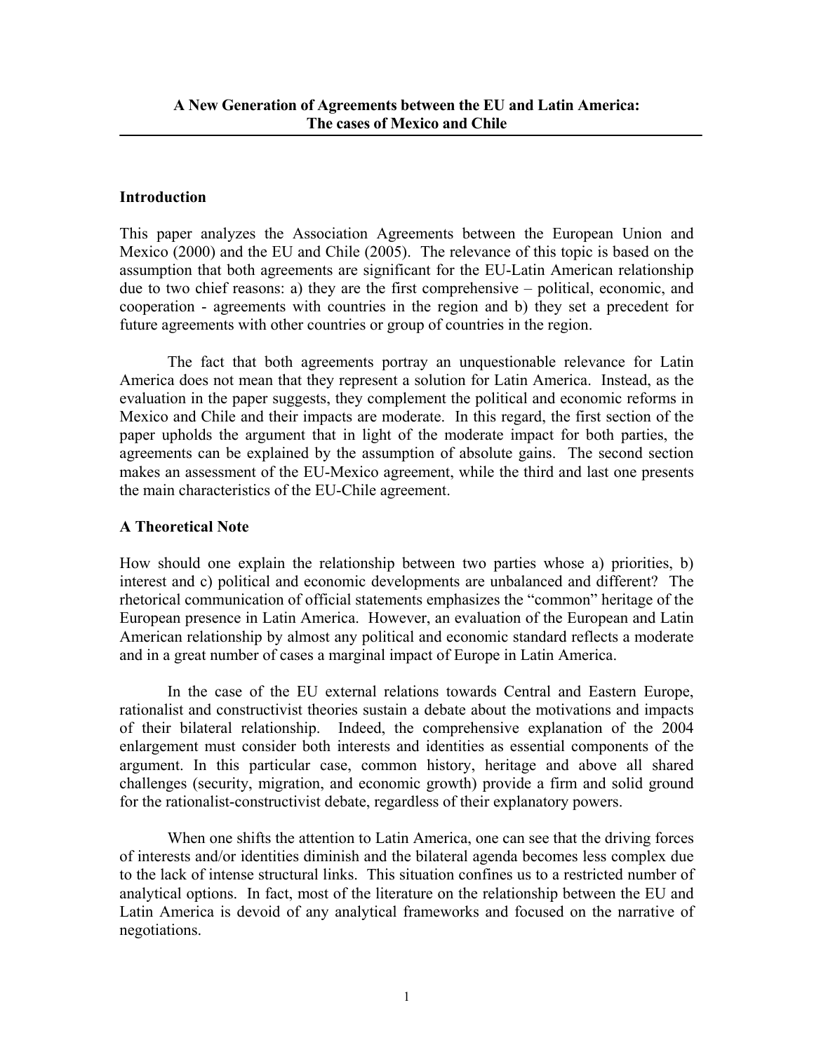# A New Generation of Agreements between the EU and Latin America: The cases of Mexico and Chile

## Introduction

This paper analyzes the Association Agreements between the European Union and Mexico (2000) and the EU and Chile (2005). The relevance of this topic is based on the assumption that both agreements are significant for the EU-Latin American relationship due to two chief reasons: a) they are the first comprehensive – political, economic, and cooperation - agreements with countries in the region and b) they set a precedent for future agreements with other countries or group of countries in the region.

The fact that both agreements portray an unquestionable relevance for Latin America does not mean that they represent a solution for Latin America. Instead, as the evaluation in the paper suggests, they complement the political and economic reforms in Mexico and Chile and their impacts are moderate. In this regard, the first section of the paper upholds the argument that in light of the moderate impact for both parties, the agreements can be explained by the assumption of absolute gains. The second section makes an assessment of the EU-Mexico agreement, while the third and last one presents the main characteristics of the EU-Chile agreement.

## A Theoretical Note

How should one explain the relationship between two parties whose a) priorities, b) interest and c) political and economic developments are unbalanced and different? The rhetorical communication of official statements emphasizes the "common" heritage of the European presence in Latin America. However, an evaluation of the European and Latin American relationship by almost any political and economic standard reflects a moderate and in a great number of cases a marginal impact of Europe in Latin America.

In the case of the EU external relations towards Central and Eastern Europe, rationalist and constructivist theories sustain a debate about the motivations and impacts of their bilateral relationship. Indeed, the comprehensive explanation of the 2004 enlargement must consider both interests and identities as essential components of the argument. In this particular case, common history, heritage and above all shared challenges (security, migration, and economic growth) provide a firm and solid ground for the rationalist-constructivist debate, regardless of their explanatory powers.

When one shifts the attention to Latin America, one can see that the driving forces of interests and/or identities diminish and the bilateral agenda becomes less complex due to the lack of intense structural links. This situation confines us to a restricted number of analytical options. In fact, most of the literature on the relationship between the EU and Latin America is devoid of any analytical frameworks and focused on the narrative of negotiations.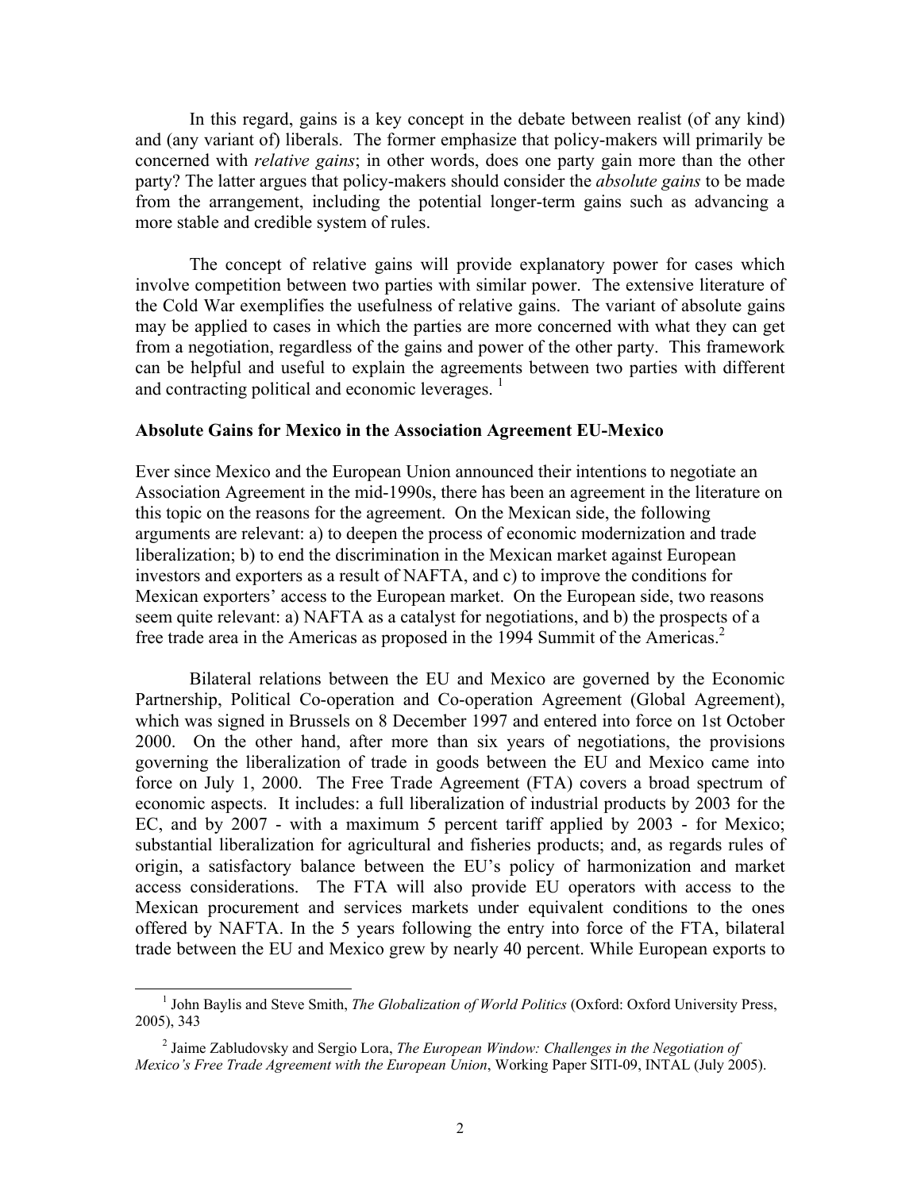In this regard, gains is a key concept in the debate between realist (of any kind) and (any variant of) liberals. The former emphasize that policy-makers will primarily be concerned with *relative gains*; in other words, does one party gain more than the other party? The latter argues that policy-makers should consider the *absolute gains* to be made from the arrangement, including the potential longer-term gains such as advancing a more stable and credible system of rules.

The concept of relative gains will provide explanatory power for cases which involve competition between two parties with similar power. The extensive literature of the Cold War exemplifies the usefulness of relative gains. The variant of absolute gains may be applied to cases in which the parties are more concerned with what they can get from a negotiation, regardless of the gains and power of the other party. This framework can be helpful and useful to explain the agreements between two parties with different and contracting political and economic leverages. [1]

**Absolute Gains for Mexico in the Association Agreement EU-Mexico**

Ever since Mexico and the European Union announced their intentions to negotiate an Association Agreement in the mid-1990s, there has been an agreement in the literature on this topic on the reasons for the agreement. On the Mexican side, the following arguments are relevant: a) to deepen the process of economic modernization and trade liberalization; b) to end the discrimination in the Mexican market against European investors and exporters as a result of NAFTA, and c) to improve the conditions for Mexican exporters' access to the European market. On the European side, two reasons seem quite relevant: a) NAFTA as a catalyst for negotiations, and b) the prospects of a free trade area in the Americas as proposed in the 1994 Summit of the Americas.[2]

Bilateral relations between the EU and Mexico are governed by the Economic Partnership, Political Co-operation and Co-operation Agreement (Global Agreement), which was signed in Brussels on 8 December 1997 and entered into force on 1st October 2000. On the other hand, after more than six years of negotiations, the provisions governing the liberalization of trade in goods between the EU and Mexico came into force on July 1, 2000. The Free Trade Agreement (FTA) covers a broad spectrum of economic aspects. It includes: a full liberalization of industrial products by 2003 for the EC, and by 2007 - with a maximum 5 percent tariff applied by 2003 - for Mexico; substantial liberalization for agricultural and fisheries products; and, as regards rules of origin, a satisfactory balance between the EU's policy of harmonization and market access considerations. The FTA will also provide EU operators with access to the Mexican procurement and services markets under equivalent conditions to the ones offered by NAFTA. In the 5 years following the entry into force of the FTA, bilateral trade between the EU and Mexico grew by nearly 40 percent. While European exports to

[1] John Baylis and Steve Smith, *The Globalization of World Politics* (Oxford: Oxford University Press, 2005), 343

[2] Jaime Zabludovsky and Sergio Lora, *The European Window: Challenges in the Negotiation of Mexico's Free Trade Agreement with the European Union*, Working Paper SITI-09, INTAL (July 2005).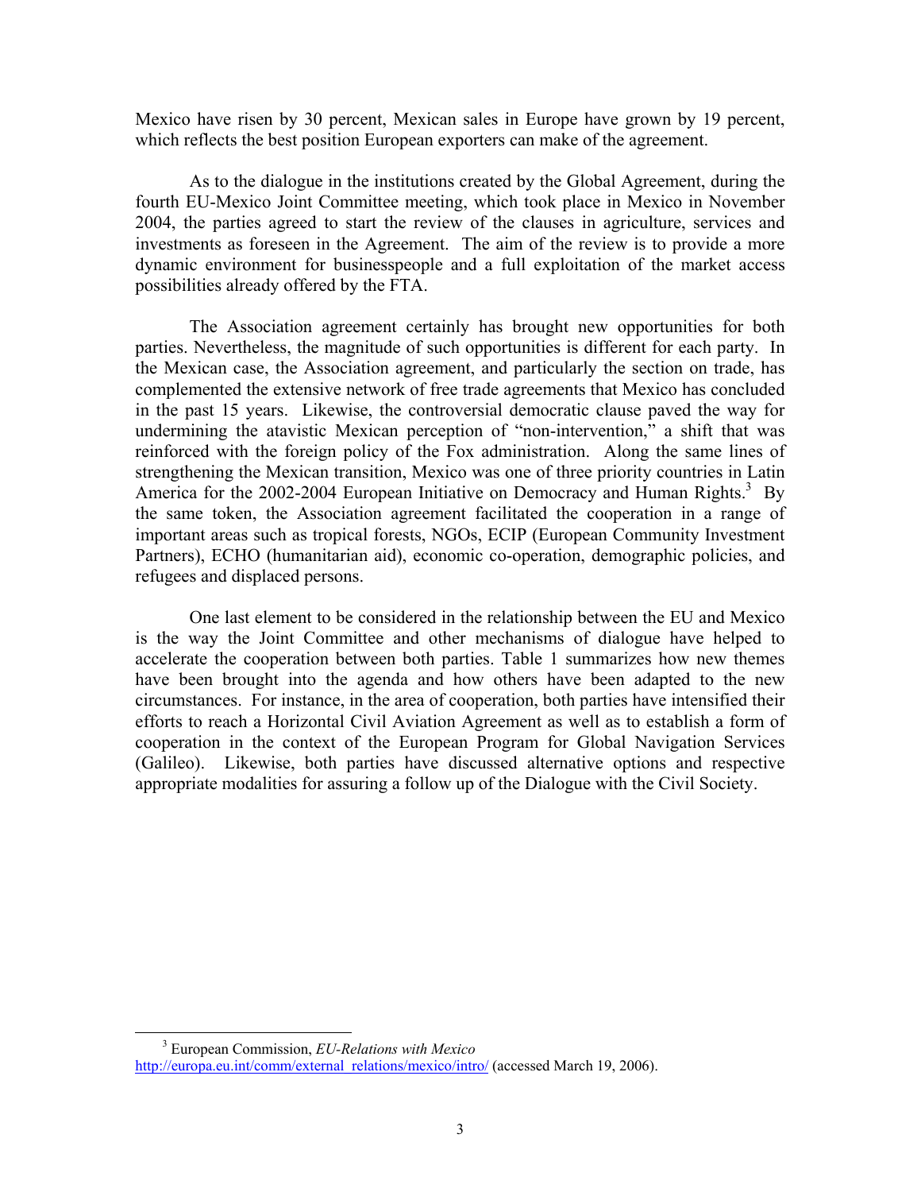Mexico have risen by 30 percent, Mexican sales in Europe have grown by 19 percent, which reflects the best position European exporters can make of the agreement.

As to the dialogue in the institutions created by the Global Agreement, during the fourth EU-Mexico Joint Committee meeting, which took place in Mexico in November 2004, the parties agreed to start the review of the clauses in agriculture, services and investments as foreseen in the Agreement. The aim of the review is to provide a more dynamic environment for businesspeople and a full exploitation of the market access possibilities already offered by the FTA.

The Association agreement certainly has brought new opportunities for both parties. Nevertheless, the magnitude of such opportunities is different for each party. In the Mexican case, the Association agreement, and particularly the section on trade, has complemented the extensive network of free trade agreements that Mexico has concluded in the past 15 years. Likewise, the controversial democratic clause paved the way for undermining the atavistic Mexican perception of "non-intervention," a shift that was reinforced with the foreign policy of the Fox administration. Along the same lines of strengthening the Mexican transition, Mexico was one of three priority countries in Latin America for the 2002-2004 European Initiative on Democracy and Human Rights.[3] By the same token, the Association agreement facilitated the cooperation in a range of important areas such as tropical forests, NGOs, ECIP (European Community Investment Partners), ECHO (humanitarian aid), economic co-operation, demographic policies, and refugees and displaced persons.

One last element to be considered in the relationship between the EU and Mexico is the way the Joint Committee and other mechanisms of dialogue have helped to accelerate the cooperation between both parties. Table 1 summarizes how new themes have been brought into the agenda and how others have been adapted to the new circumstances. For instance, in the area of cooperation, both parties have intensified their efforts to reach a Horizontal Civil Aviation Agreement as well as to establish a form of cooperation in the context of the European Program for Global Navigation Services (Galileo). Likewise, both parties have discussed alternative options and respective appropriate modalities for assuring a follow up of the Dialogue with the Civil Society.

---

[3] European Commission, *EU-Relations with Mexico* http://europa.eu.int/comm/external_relations/mexico/intro/ (accessed March 19, 2006).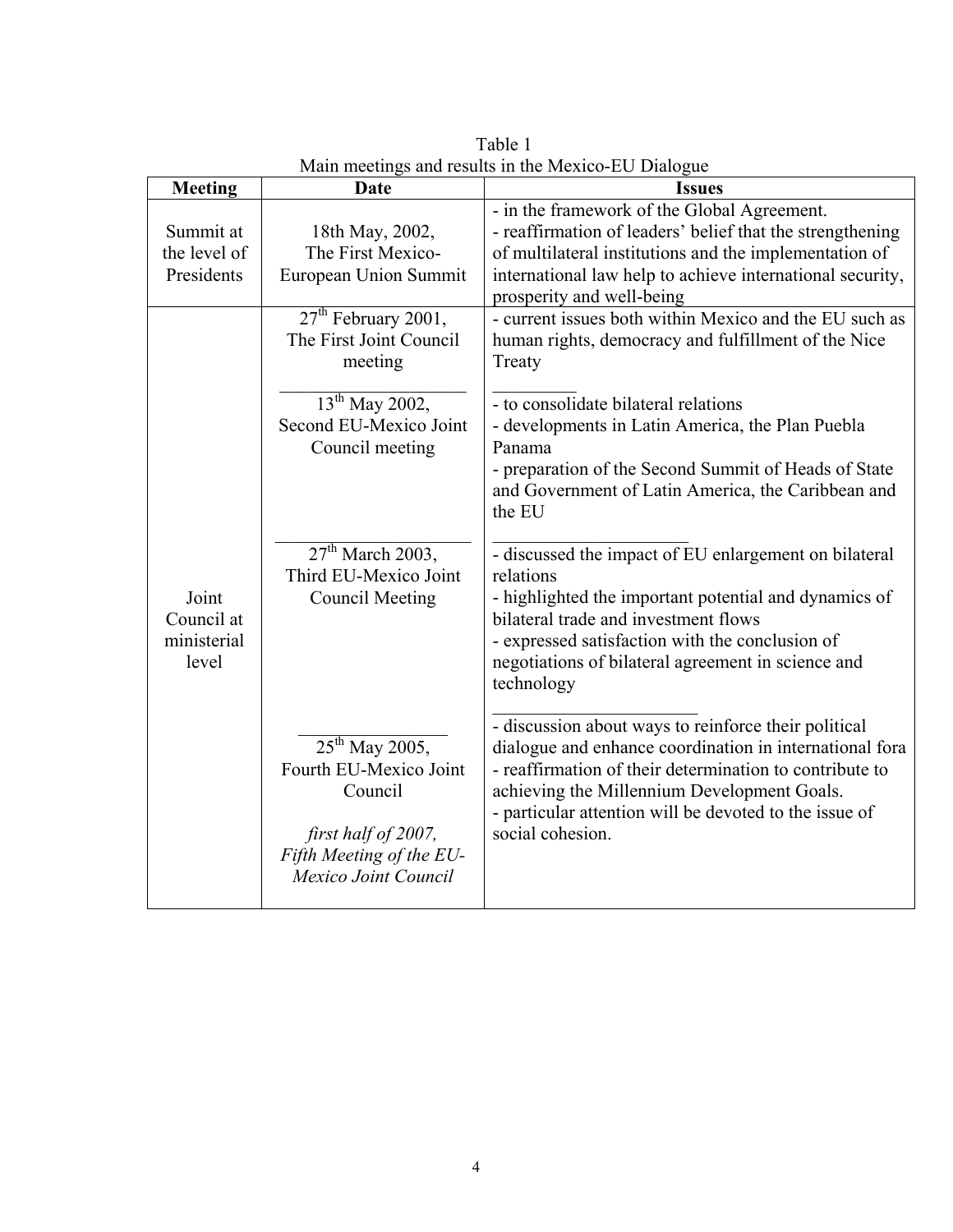Table 1
Main meetings and results in the Mexico-EU Dialogue

| Meeting | Date | Issues |
|---|---|---|
| Summit at the level of Presidents | 18th May, 2002, The First Mexico-European Union Summit | - in the framework of the Global Agreement.<br>- reaffirmation of leaders' belief that the strengthening of multilateral institutions and the implementation of international law help to achieve international security, prosperity and well-being |
| Joint Council at ministerial level | 27th February 2001, The First Joint Council meeting | - current issues both within Mexico and the EU such as human rights, democracy and fulfillment of the Nice Treaty |
| | 13th May 2002, Second EU-Mexico Joint Council meeting | - to consolidate bilateral relations<br>- developments in Latin America, the Plan Puebla Panama<br>- preparation of the Second Summit of Heads of State and Government of Latin America, the Caribbean and the EU |
| | 27th March 2003, Third EU-Mexico Joint Council Meeting | - discussed the impact of EU enlargement on bilateral relations<br>- highlighted the important potential and dynamics of bilateral trade and investment flows<br>- expressed satisfaction with the conclusion of negotiations of bilateral agreement in science and technology |
| | 25th May 2005, Fourth EU-Mexico Joint Council<br><br>*first half of 2007, Fifth Meeting of the EU-Mexico Joint Council* | - discussion about ways to reinforce their political dialogue and enhance coordination in international fora<br>- reaffirmation of their determination to contribute to achieving the Millennium Development Goals.<br>- particular attention will be devoted to the issue of social cohesion. |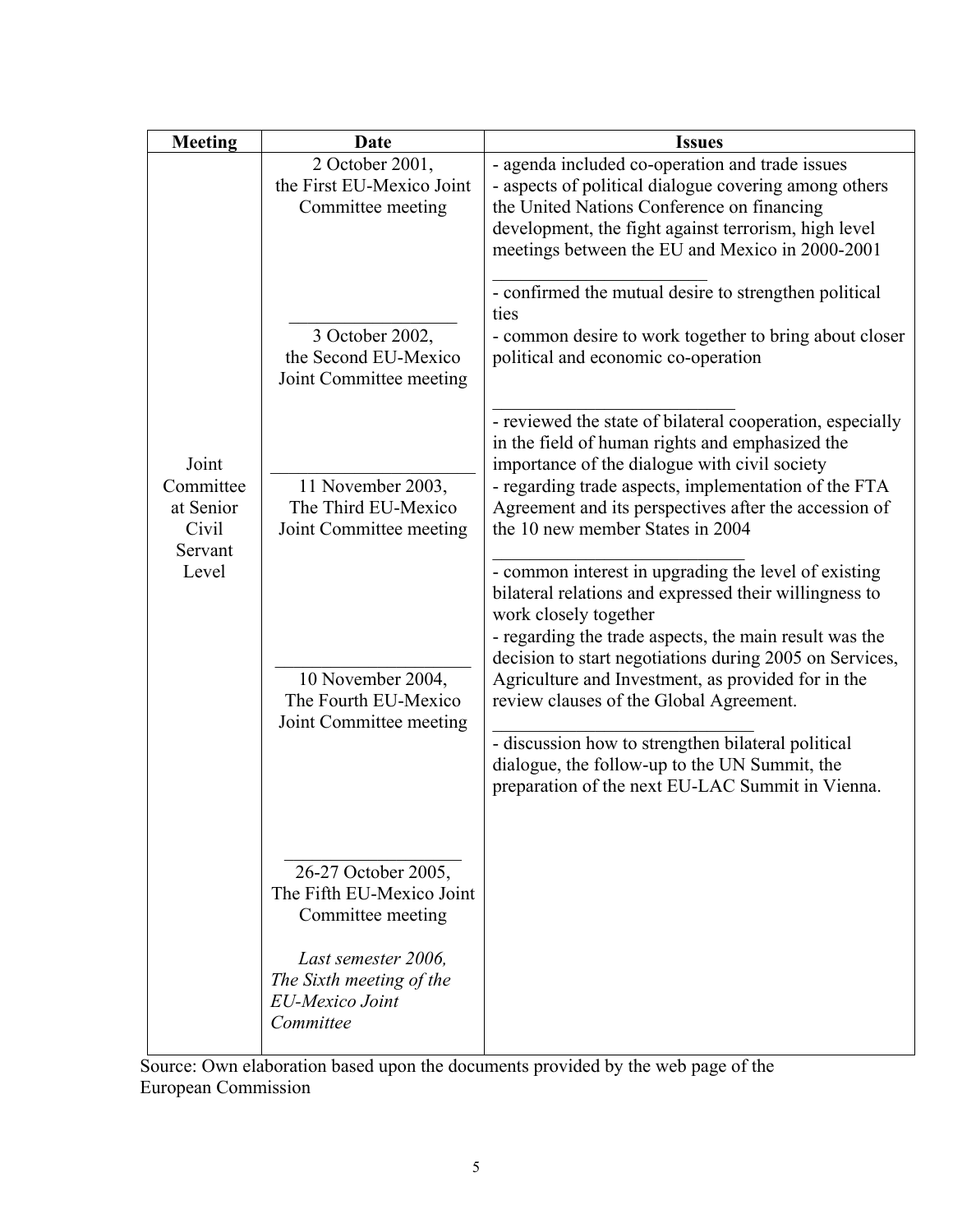| Meeting | Date | Issues |
|---|---|---|
| Joint Committee at Senior Civil Servant Level | 2 October 2001, the First EU-Mexico Joint Committee meeting | - agenda included co-operation and trade issues<br>- aspects of political dialogue covering among others the United Nations Conference on financing development, the fight against terrorism, high level meetings between the EU and Mexico in 2000-2001 |
| | 3 October 2002, the Second EU-Mexico Joint Committee meeting | - confirmed the mutual desire to strengthen political ties<br>- common desire to work together to bring about closer political and economic co-operation |
| | 11 November 2003, The Third EU-Mexico Joint Committee meeting | - reviewed the state of bilateral cooperation, especially in the field of human rights and emphasized the importance of the dialogue with civil society<br>- regarding trade aspects, implementation of the FTA Agreement and its perspectives after the accession of the 10 new member States in 2004 |
| | 10 November 2004, The Fourth EU-Mexico Joint Committee meeting | - common interest in upgrading the level of existing bilateral relations and expressed their willingness to work closely together<br>- regarding the trade aspects, the main result was the decision to start negotiations during 2005 on Services, Agriculture and Investment, as provided for in the review clauses of the Global Agreement. |
| | 26-27 October 2005, The Fifth EU-Mexico Joint Committee meeting | - discussion how to strengthen bilateral political dialogue, the follow-up to the UN Summit, the preparation of the next EU-LAC Summit in Vienna. |
| | *Last semester 2006, The Sixth meeting of the EU-Mexico Joint Committee* | |

Source: Own elaboration based upon the documents provided by the web page of the European Commission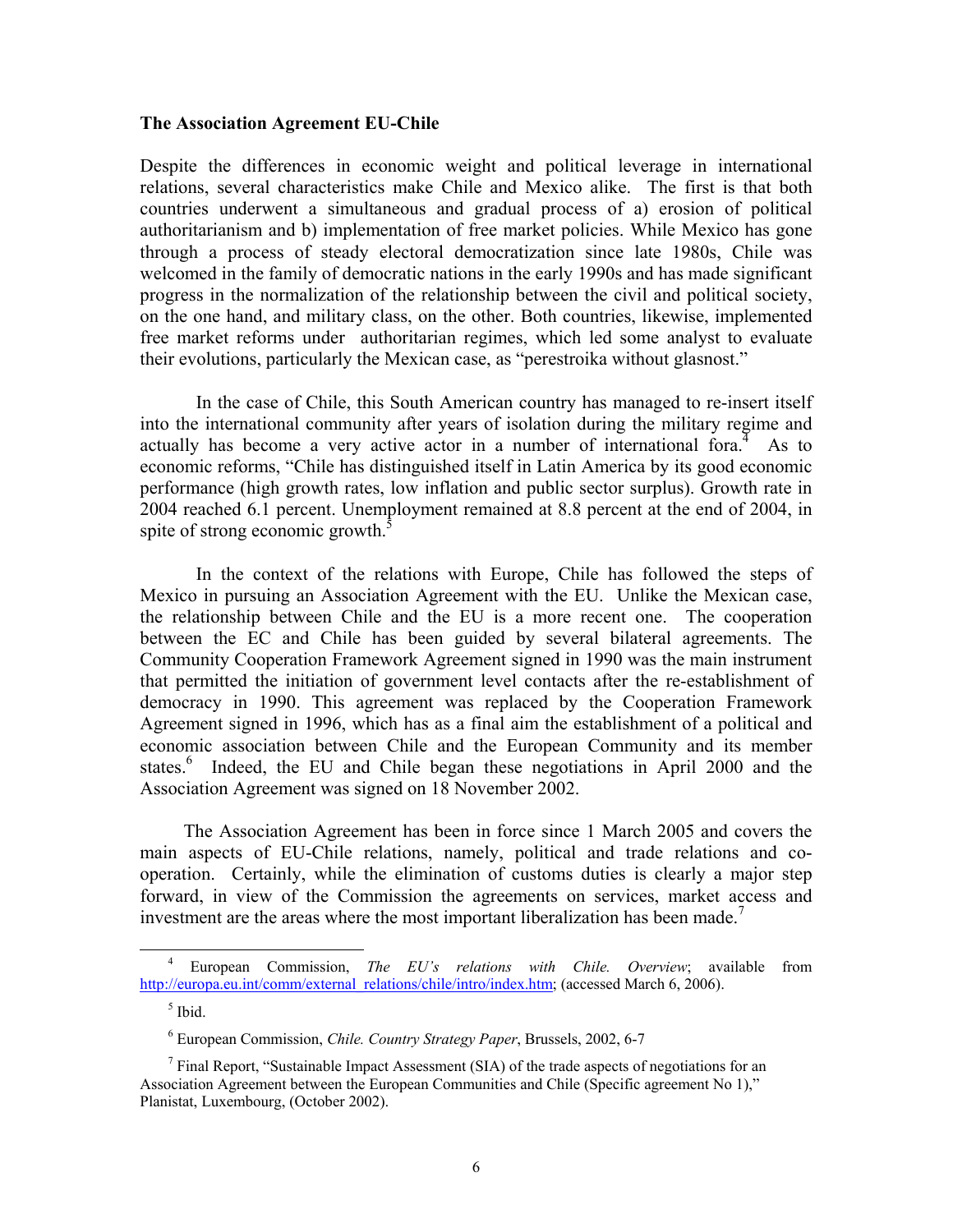**The Association Agreement EU-Chile**

Despite the differences in economic weight and political leverage in international relations, several characteristics make Chile and Mexico alike. The first is that both countries underwent a simultaneous and gradual process of a) erosion of political authoritarianism and b) implementation of free market policies. While Mexico has gone through a process of steady electoral democratization since late 1980s, Chile was welcomed in the family of democratic nations in the early 1990s and has made significant progress in the normalization of the relationship between the civil and political society, on the one hand, and military class, on the other. Both countries, likewise, implemented free market reforms under authoritarian regimes, which led some analyst to evaluate their evolutions, particularly the Mexican case, as "perestroika without glasnost."

In the case of Chile, this South American country has managed to re-insert itself into the international community after years of isolation during the military regime and actually has become a very active actor in a number of international fora.[4] As to economic reforms, "Chile has distinguished itself in Latin America by its good economic performance (high growth rates, low inflation and public sector surplus). Growth rate in 2004 reached 6.1 percent. Unemployment remained at 8.8 percent at the end of 2004, in spite of strong economic growth.[5]

In the context of the relations with Europe, Chile has followed the steps of Mexico in pursuing an Association Agreement with the EU. Unlike the Mexican case, the relationship between Chile and the EU is a more recent one. The cooperation between the EC and Chile has been guided by several bilateral agreements. The Community Cooperation Framework Agreement signed in 1990 was the main instrument that permitted the initiation of government level contacts after the re-establishment of democracy in 1990. This agreement was replaced by the Cooperation Framework Agreement signed in 1996, which has as a final aim the establishment of a political and economic association between Chile and the European Community and its member states.[6] Indeed, the EU and Chile began these negotiations in April 2000 and the Association Agreement was signed on 18 November 2002.

The Association Agreement has been in force since 1 March 2005 and covers the main aspects of EU-Chile relations, namely, political and trade relations and co-operation. Certainly, while the elimination of customs duties is clearly a major step forward, in view of the Commission the agreements on services, market access and investment are the areas where the most important liberalization has been made.[7]

---

[4] European Commission, *The EU's relations with Chile. Overview*; available from http://europa.eu.int/comm/external_relations/chile/intro/index.htm; (accessed March 6, 2006).

[5] Ibid.

[6] European Commission, *Chile. Country Strategy Paper*, Brussels, 2002, 6-7

[7] Final Report, "Sustainable Impact Assessment (SIA) of the trade aspects of negotiations for an Association Agreement between the European Communities and Chile (Specific agreement No 1)," Planistat, Luxembourg, (October 2002).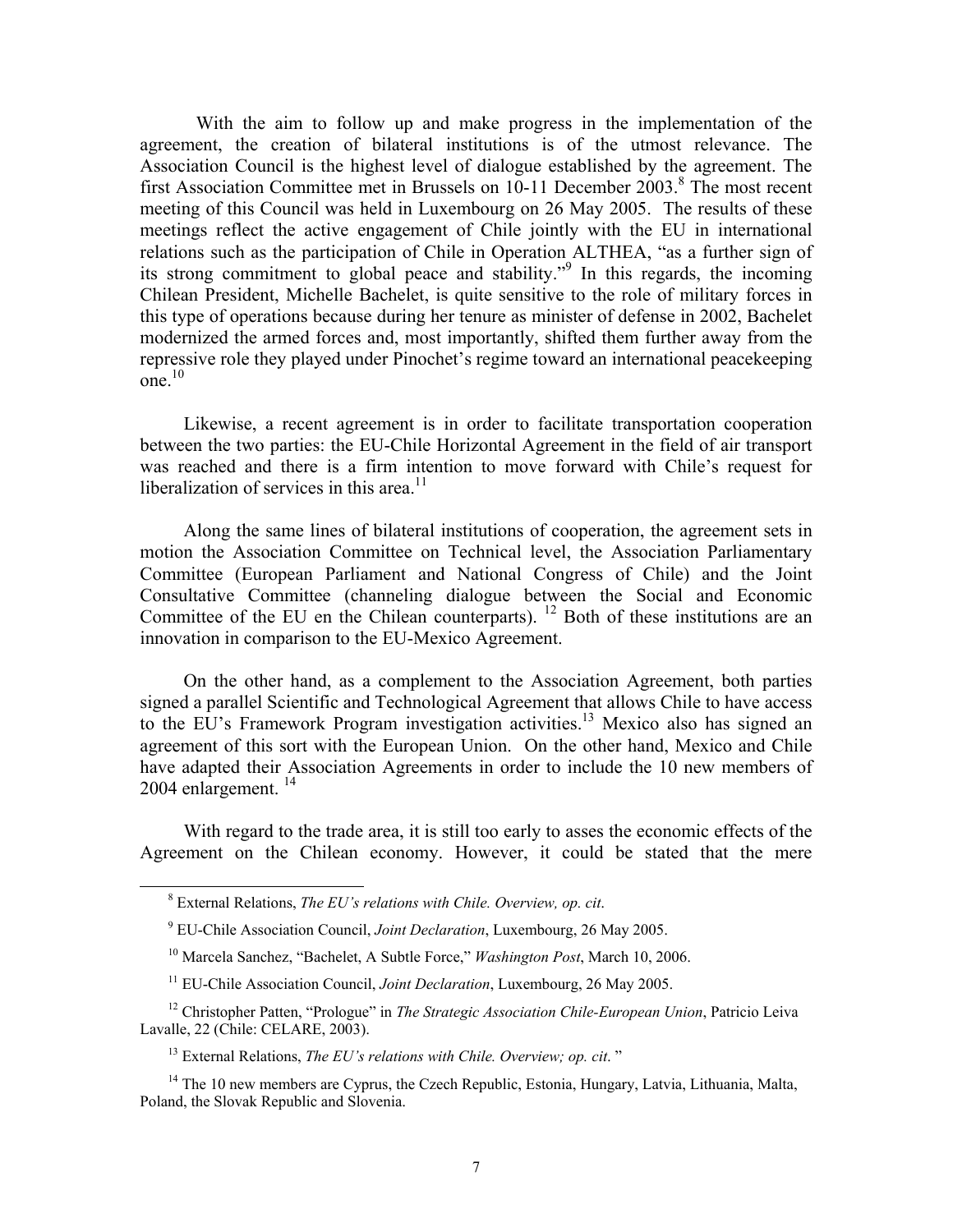With the aim to follow up and make progress in the implementation of the agreement, the creation of bilateral institutions is of the utmost relevance. The Association Council is the highest level of dialogue established by the agreement. The first Association Committee met in Brussels on 10-11 December 2003.[8] The most recent meeting of this Council was held in Luxembourg on 26 May 2005. The results of these meetings reflect the active engagement of Chile jointly with the EU in international relations such as the participation of Chile in Operation ALTHEA, "as a further sign of its strong commitment to global peace and stability."[9] In this regards, the incoming Chilean President, Michelle Bachelet, is quite sensitive to the role of military forces in this type of operations because during her tenure as minister of defense in 2002, Bachelet modernized the armed forces and, most importantly, shifted them further away from the repressive role they played under Pinochet's regime toward an international peacekeeping one.[10]

Likewise, a recent agreement is in order to facilitate transportation cooperation between the two parties: the EU-Chile Horizontal Agreement in the field of air transport was reached and there is a firm intention to move forward with Chile's request for liberalization of services in this area.[11]

Along the same lines of bilateral institutions of cooperation, the agreement sets in motion the Association Committee on Technical level, the Association Parliamentary Committee (European Parliament and National Congress of Chile) and the Joint Consultative Committee (channeling dialogue between the Social and Economic Committee of the EU en the Chilean counterparts). [12] Both of these institutions are an innovation in comparison to the EU-Mexico Agreement.

On the other hand, as a complement to the Association Agreement, both parties signed a parallel Scientific and Technological Agreement that allows Chile to have access to the EU's Framework Program investigation activities.[13] Mexico also has signed an agreement of this sort with the European Union. On the other hand, Mexico and Chile have adapted their Association Agreements in order to include the 10 new members of 2004 enlargement. [14]

With regard to the trade area, it is still too early to asses the economic effects of the Agreement on the Chilean economy. However, it could be stated that the mere

---

[8] External Relations, *The EU's relations with Chile. Overview, op. cit*.

[9] EU-Chile Association Council, *Joint Declaration*, Luxembourg, 26 May 2005.

[10] Marcela Sanchez, "Bachelet, A Subtle Force," *Washington Post*, March 10, 2006.

[11] EU-Chile Association Council, *Joint Declaration*, Luxembourg, 26 May 2005.

[12] Christopher Patten, "Prologue" in *The Strategic Association Chile-European Union*, Patricio Leiva Lavalle, 22 (Chile: CELARE, 2003).

[13] External Relations, *The EU's relations with Chile. Overview; op. cit*. "

[14] The 10 new members are Cyprus, the Czech Republic, Estonia, Hungary, Latvia, Lithuania, Malta, Poland, the Slovak Republic and Slovenia.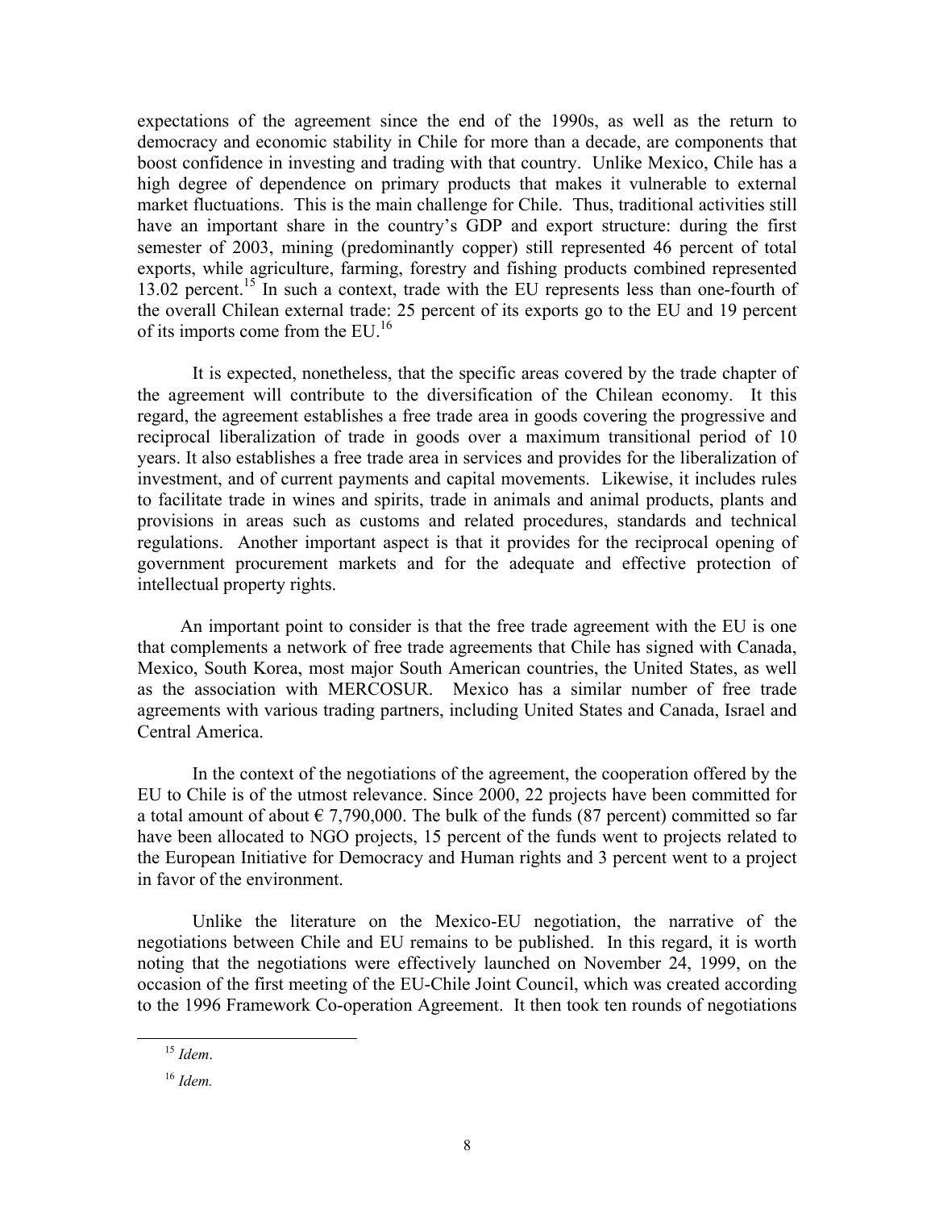expectations of the agreement since the end of the 1990s, as well as the return to democracy and economic stability in Chile for more than a decade, are components that boost confidence in investing and trading with that country. Unlike Mexico, Chile has a high degree of dependence on primary products that makes it vulnerable to external market fluctuations. This is the main challenge for Chile. Thus, traditional activities still have an important share in the country's GDP and export structure: during the first semester of 2003, mining (predominantly copper) still represented 46 percent of total exports, while agriculture, farming, forestry and fishing products combined represented 13.02 percent.[15] In such a context, trade with the EU represents less than one-fourth of the overall Chilean external trade: 25 percent of its exports go to the EU and 19 percent of its imports come from the EU.[16]

It is expected, nonetheless, that the specific areas covered by the trade chapter of the agreement will contribute to the diversification of the Chilean economy. It this regard, the agreement establishes a free trade area in goods covering the progressive and reciprocal liberalization of trade in goods over a maximum transitional period of 10 years. It also establishes a free trade area in services and provides for the liberalization of investment, and of current payments and capital movements. Likewise, it includes rules to facilitate trade in wines and spirits, trade in animals and animal products, plants and provisions in areas such as customs and related procedures, standards and technical regulations. Another important aspect is that it provides for the reciprocal opening of government procurement markets and for the adequate and effective protection of intellectual property rights.

An important point to consider is that the free trade agreement with the EU is one that complements a network of free trade agreements that Chile has signed with Canada, Mexico, South Korea, most major South American countries, the United States, as well as the association with MERCOSUR. Mexico has a similar number of free trade agreements with various trading partners, including United States and Canada, Israel and Central America.

In the context of the negotiations of the agreement, the cooperation offered by the EU to Chile is of the utmost relevance. Since 2000, 22 projects have been committed for a total amount of about € 7,790,000. The bulk of the funds (87 percent) committed so far have been allocated to NGO projects, 15 percent of the funds went to projects related to the European Initiative for Democracy and Human rights and 3 percent went to a project in favor of the environment.

Unlike the literature on the Mexico-EU negotiation, the narrative of the negotiations between Chile and EU remains to be published. In this regard, it is worth noting that the negotiations were effectively launched on November 24, 1999, on the occasion of the first meeting of the EU-Chile Joint Council, which was created according to the 1996 Framework Co-operation Agreement. It then took ten rounds of negotiations

---

[15] *Idem*.

[16] *Idem.*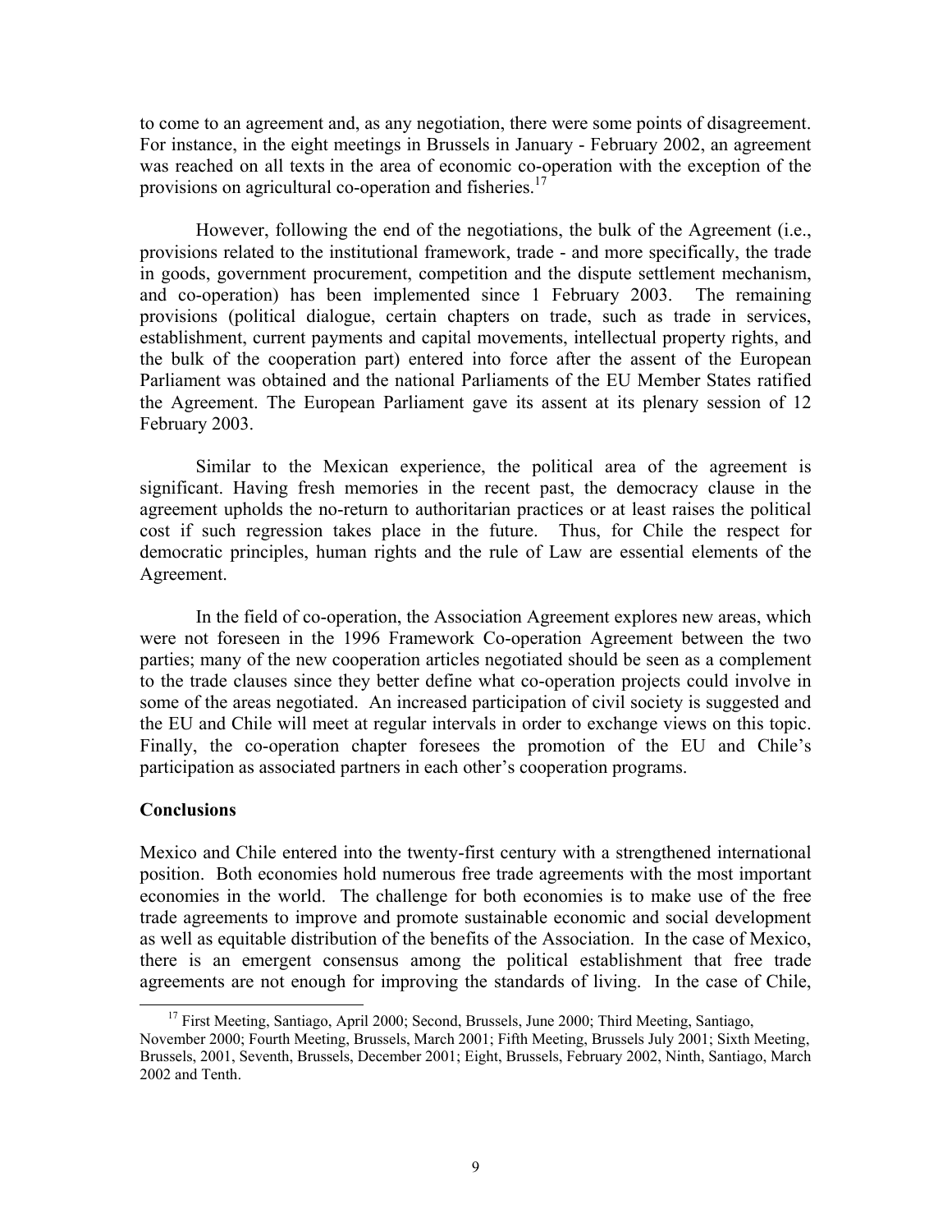to come to an agreement and, as any negotiation, there were some points of disagreement. For instance, in the eight meetings in Brussels in January - February 2002, an agreement was reached on all texts in the area of economic co-operation with the exception of the provisions on agricultural co-operation and fisheries.[17]

However, following the end of the negotiations, the bulk of the Agreement (i.e., provisions related to the institutional framework, trade - and more specifically, the trade in goods, government procurement, competition and the dispute settlement mechanism, and co-operation) has been implemented since 1 February 2003. The remaining provisions (political dialogue, certain chapters on trade, such as trade in services, establishment, current payments and capital movements, intellectual property rights, and the bulk of the cooperation part) entered into force after the assent of the European Parliament was obtained and the national Parliaments of the EU Member States ratified the Agreement. The European Parliament gave its assent at its plenary session of 12 February 2003.

Similar to the Mexican experience, the political area of the agreement is significant. Having fresh memories in the recent past, the democracy clause in the agreement upholds the no-return to authoritarian practices or at least raises the political cost if such regression takes place in the future. Thus, for Chile the respect for democratic principles, human rights and the rule of Law are essential elements of the Agreement.

In the field of co-operation, the Association Agreement explores new areas, which were not foreseen in the 1996 Framework Co-operation Agreement between the two parties; many of the new cooperation articles negotiated should be seen as a complement to the trade clauses since they better define what co-operation projects could involve in some of the areas negotiated. An increased participation of civil society is suggested and the EU and Chile will meet at regular intervals in order to exchange views on this topic. Finally, the co-operation chapter foresees the promotion of the EU and Chile's participation as associated partners in each other's cooperation programs.

**Conclusions**

Mexico and Chile entered into the twenty-first century with a strengthened international position. Both economies hold numerous free trade agreements with the most important economies in the world. The challenge for both economies is to make use of the free trade agreements to improve and promote sustainable economic and social development as well as equitable distribution of the benefits of the Association. In the case of Mexico, there is an emergent consensus among the political establishment that free trade agreements are not enough for improving the standards of living. In the case of Chile,

[17] First Meeting, Santiago, April 2000; Second, Brussels, June 2000; Third Meeting, Santiago, November 2000; Fourth Meeting, Brussels, March 2001; Fifth Meeting, Brussels July 2001; Sixth Meeting, Brussels, 2001, Seventh, Brussels, December 2001; Eight, Brussels, February 2002, Ninth, Santiago, March 2002 and Tenth.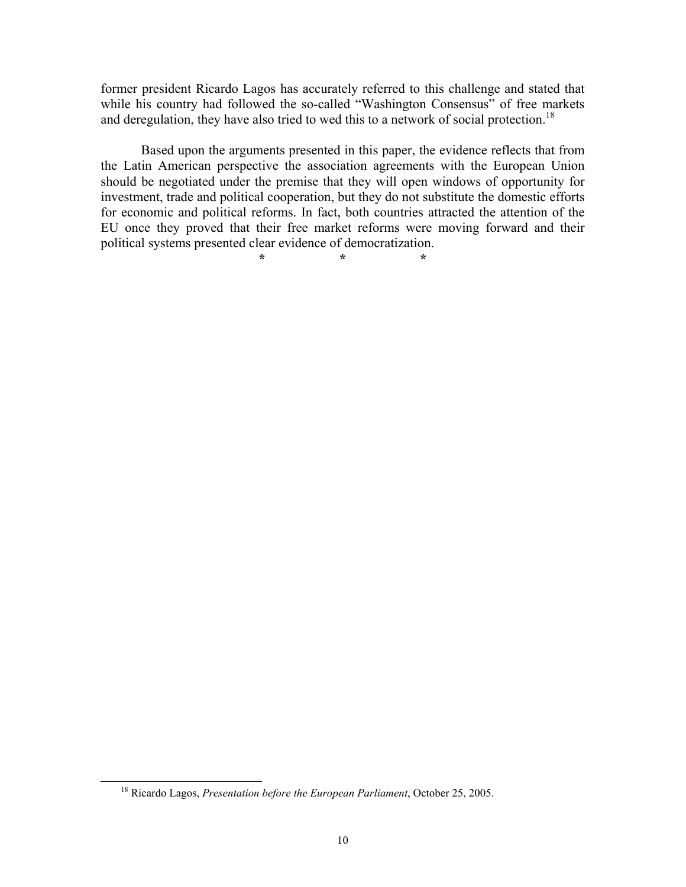former president Ricardo Lagos has accurately referred to this challenge and stated that while his country had followed the so-called "Washington Consensus" of free markets and deregulation, they have also tried to wed this to a network of social protection.[18]

Based upon the arguments presented in this paper, the evidence reflects that from the Latin American perspective the association agreements with the European Union should be negotiated under the premise that they will open windows of opportunity for investment, trade and political cooperation, but they do not substitute the domestic efforts for economic and political reforms. In fact, both countries attracted the attention of the EU once they proved that their free market reforms were moving forward and their political systems presented clear evidence of democratization.

\* \* \*

[18] Ricardo Lagos, *Presentation before the European Parliament*, October 25, 2005.